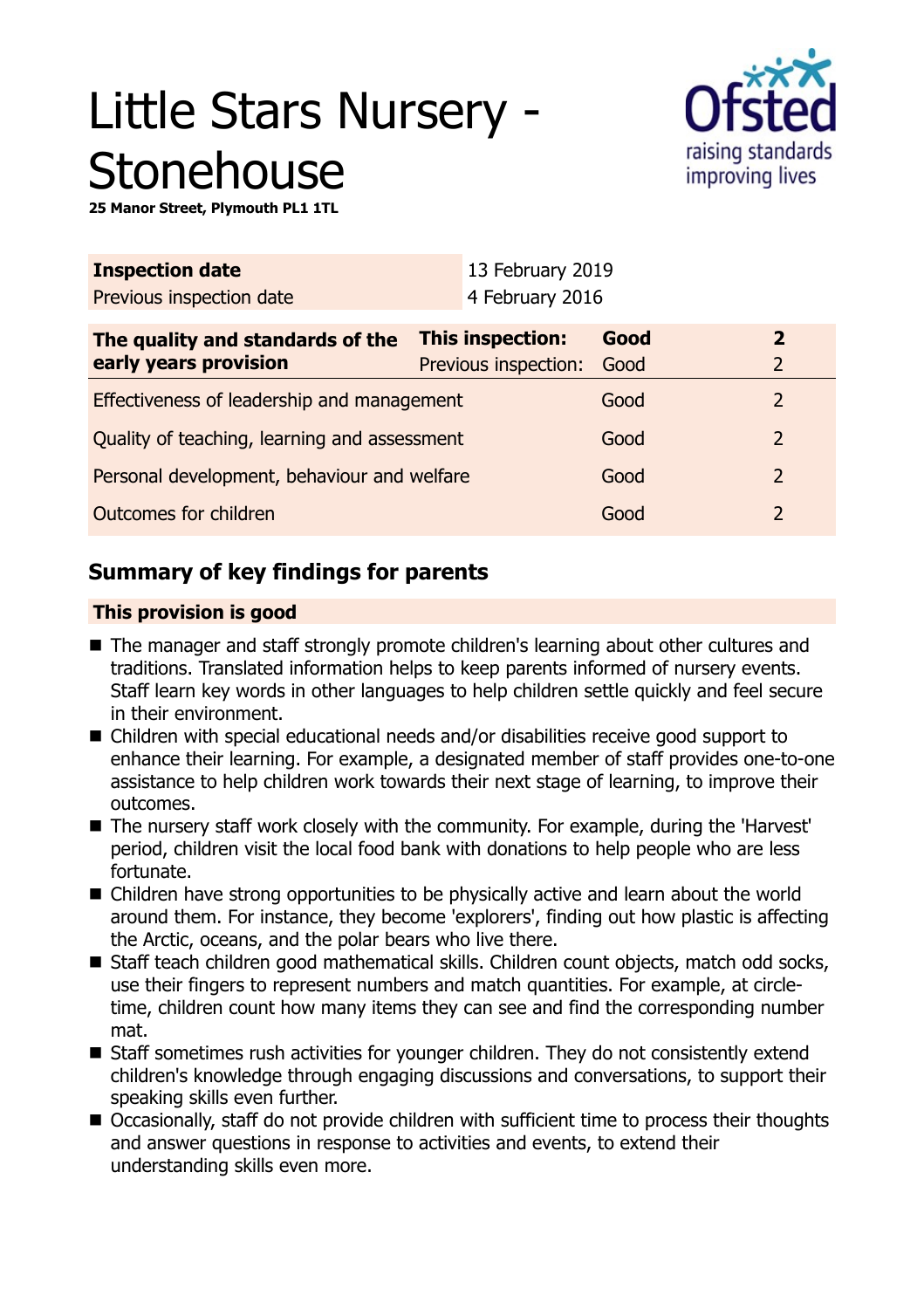# Little Stars Nursery - Stonehouse

**25 Manor Street, Plymouth PL1 1TL**

| **Inspection date** | 13 February 2019 |
|---|---|
| Previous inspection date | 4 February 2016 |

| **The quality and standards of the early years provision** | **This inspection:** | **Good** | **2** |
|---|---|---|---|
| | Previous inspection: | Good | 2 |
| Effectiveness of leadership and management | | Good | 2 |
| Quality of teaching, learning and assessment | | Good | 2 |
| Personal development, behaviour and welfare | | Good | 2 |
| Outcomes for children | | Good | 2 |

## Summary of key findings for parents

**This provision is good**

- The manager and staff strongly promote children's learning about other cultures and traditions. Translated information helps to keep parents informed of nursery events. Staff learn key words in other languages to help children settle quickly and feel secure in their environment.
- Children with special educational needs and/or disabilities receive good support to enhance their learning. For example, a designated member of staff provides one-to-one assistance to help children work towards their next stage of learning, to improve their outcomes.
- The nursery staff work closely with the community. For example, during the 'Harvest' period, children visit the local food bank with donations to help people who are less fortunate.
- Children have strong opportunities to be physically active and learn about the world around them. For instance, they become 'explorers', finding out how plastic is affecting the Arctic, oceans, and the polar bears who live there.
- Staff teach children good mathematical skills. Children count objects, match odd socks, use their fingers to represent numbers and match quantities. For example, at circle-time, children count how many items they can see and find the corresponding number mat.
- Staff sometimes rush activities for younger children. They do not consistently extend children's knowledge through engaging discussions and conversations, to support their speaking skills even further.
- Occasionally, staff do not provide children with sufficient time to process their thoughts and answer questions in response to activities and events, to extend their understanding skills even more.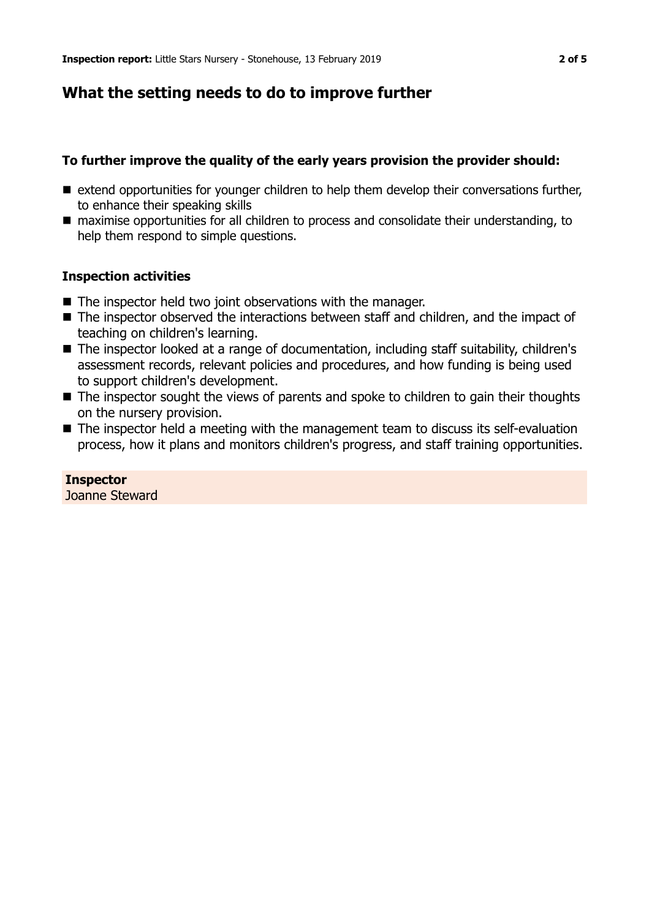## What the setting needs to do to improve further

### To further improve the quality of the early years provision the provider should:

- extend opportunities for younger children to help them develop their conversations further, to enhance their speaking skills
- maximise opportunities for all children to process and consolidate their understanding, to help them respond to simple questions.

### Inspection activities

- The inspector held two joint observations with the manager.
- The inspector observed the interactions between staff and children, and the impact of teaching on children's learning.
- The inspector looked at a range of documentation, including staff suitability, children's assessment records, relevant policies and procedures, and how funding is being used to support children's development.
- The inspector sought the views of parents and spoke to children to gain their thoughts on the nursery provision.
- The inspector held a meeting with the management team to discuss its self-evaluation process, how it plans and monitors children's progress, and staff training opportunities.

**Inspector**
Joanne Steward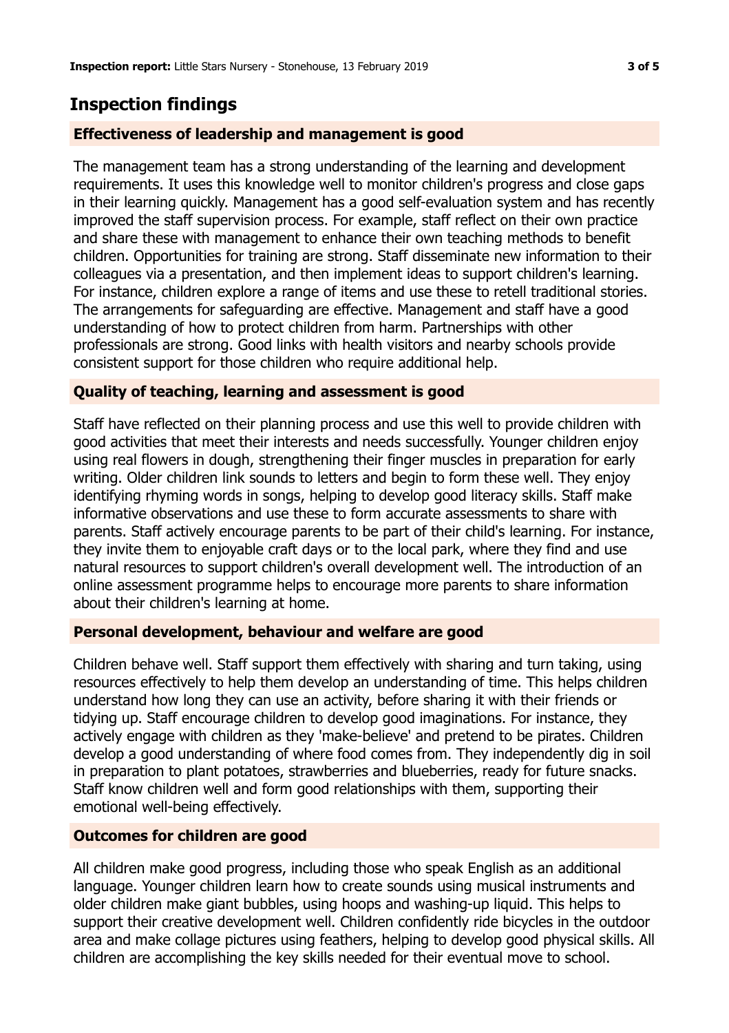## Inspection findings

### Effectiveness of leadership and management is good

The management team has a strong understanding of the learning and development requirements. It uses this knowledge well to monitor children's progress and close gaps in their learning quickly. Management has a good self-evaluation system and has recently improved the staff supervision process. For example, staff reflect on their own practice and share these with management to enhance their own teaching methods to benefit children. Opportunities for training are strong. Staff disseminate new information to their colleagues via a presentation, and then implement ideas to support children's learning. For instance, children explore a range of items and use these to retell traditional stories. The arrangements for safeguarding are effective. Management and staff have a good understanding of how to protect children from harm. Partnerships with other professionals are strong. Good links with health visitors and nearby schools provide consistent support for those children who require additional help.

### Quality of teaching, learning and assessment is good

Staff have reflected on their planning process and use this well to provide children with good activities that meet their interests and needs successfully. Younger children enjoy using real flowers in dough, strengthening their finger muscles in preparation for early writing. Older children link sounds to letters and begin to form these well. They enjoy identifying rhyming words in songs, helping to develop good literacy skills. Staff make informative observations and use these to form accurate assessments to share with parents. Staff actively encourage parents to be part of their child's learning. For instance, they invite them to enjoyable craft days or to the local park, where they find and use natural resources to support children's overall development well. The introduction of an online assessment programme helps to encourage more parents to share information about their children's learning at home.

### Personal development, behaviour and welfare are good

Children behave well. Staff support them effectively with sharing and turn taking, using resources effectively to help them develop an understanding of time. This helps children understand how long they can use an activity, before sharing it with their friends or tidying up. Staff encourage children to develop good imaginations. For instance, they actively engage with children as they 'make-believe' and pretend to be pirates. Children develop a good understanding of where food comes from. They independently dig in soil in preparation to plant potatoes, strawberries and blueberries, ready for future snacks. Staff know children well and form good relationships with them, supporting their emotional well-being effectively.

### Outcomes for children are good

All children make good progress, including those who speak English as an additional language. Younger children learn how to create sounds using musical instruments and older children make giant bubbles, using hoops and washing-up liquid. This helps to support their creative development well. Children confidently ride bicycles in the outdoor area and make collage pictures using feathers, helping to develop good physical skills. All children are accomplishing the key skills needed for their eventual move to school.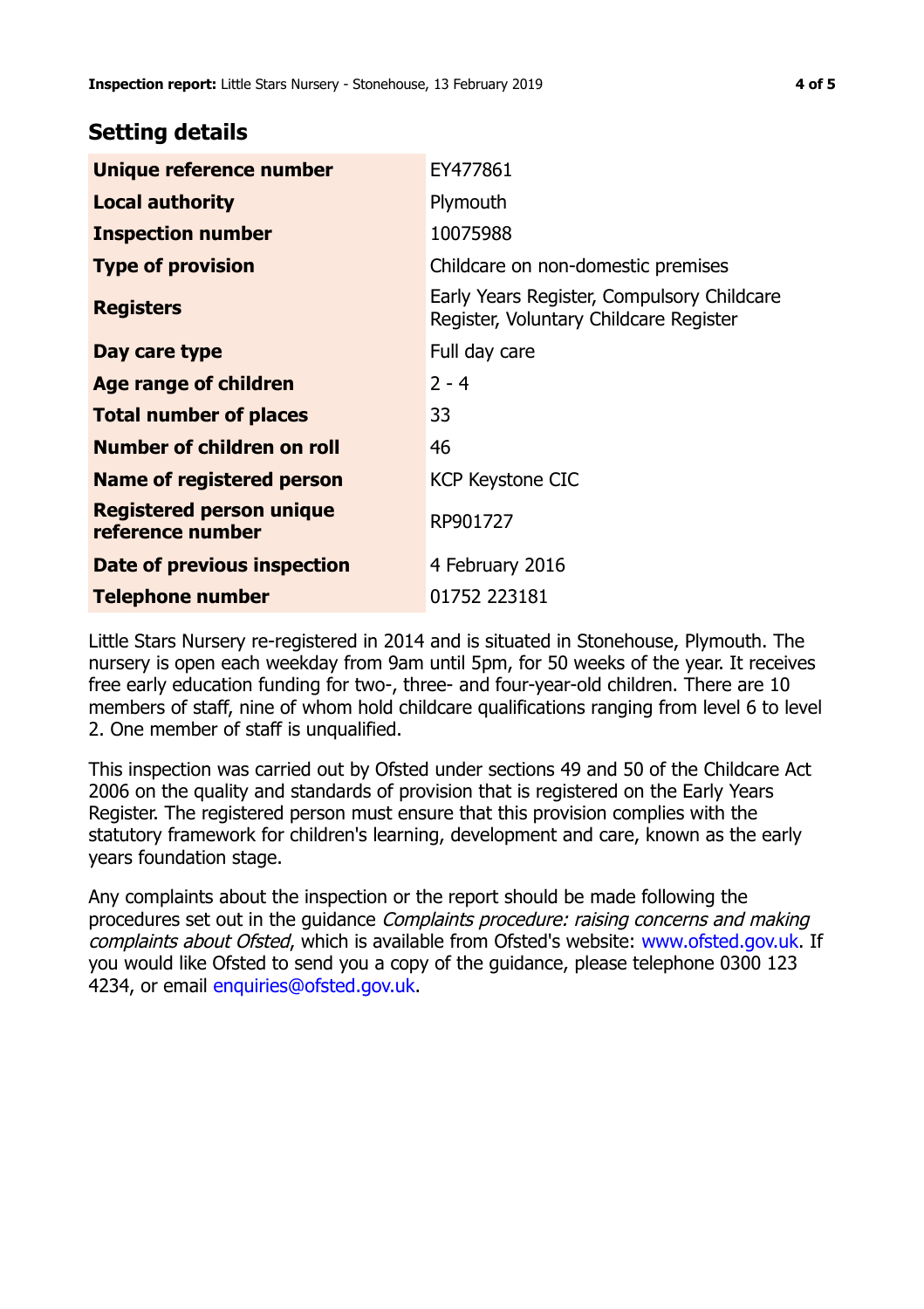## Setting details

| | |
|---|---|
| **Unique reference number** | EY477861 |
| **Local authority** | Plymouth |
| **Inspection number** | 10075988 |
| **Type of provision** | Childcare on non-domestic premises |
| **Registers** | Early Years Register, Compulsory Childcare Register, Voluntary Childcare Register |
| **Day care type** | Full day care |
| **Age range of children** | 2 - 4 |
| **Total number of places** | 33 |
| **Number of children on roll** | 46 |
| **Name of registered person** | KCP Keystone CIC |
| **Registered person unique reference number** | RP901727 |
| **Date of previous inspection** | 4 February 2016 |
| **Telephone number** | 01752 223181 |

Little Stars Nursery re-registered in 2014 and is situated in Stonehouse, Plymouth. The nursery is open each weekday from 9am until 5pm, for 50 weeks of the year. It receives free early education funding for two-, three- and four-year-old children. There are 10 members of staff, nine of whom hold childcare qualifications ranging from level 6 to level 2. One member of staff is unqualified.

This inspection was carried out by Ofsted under sections 49 and 50 of the Childcare Act 2006 on the quality and standards of provision that is registered on the Early Years Register. The registered person must ensure that this provision complies with the statutory framework for children's learning, development and care, known as the early years foundation stage.

Any complaints about the inspection or the report should be made following the procedures set out in the guidance *Complaints procedure: raising concerns and making complaints about Ofsted*, which is available from Ofsted's website: www.ofsted.gov.uk. If you would like Ofsted to send you a copy of the guidance, please telephone 0300 123 4234, or email enquiries@ofsted.gov.uk.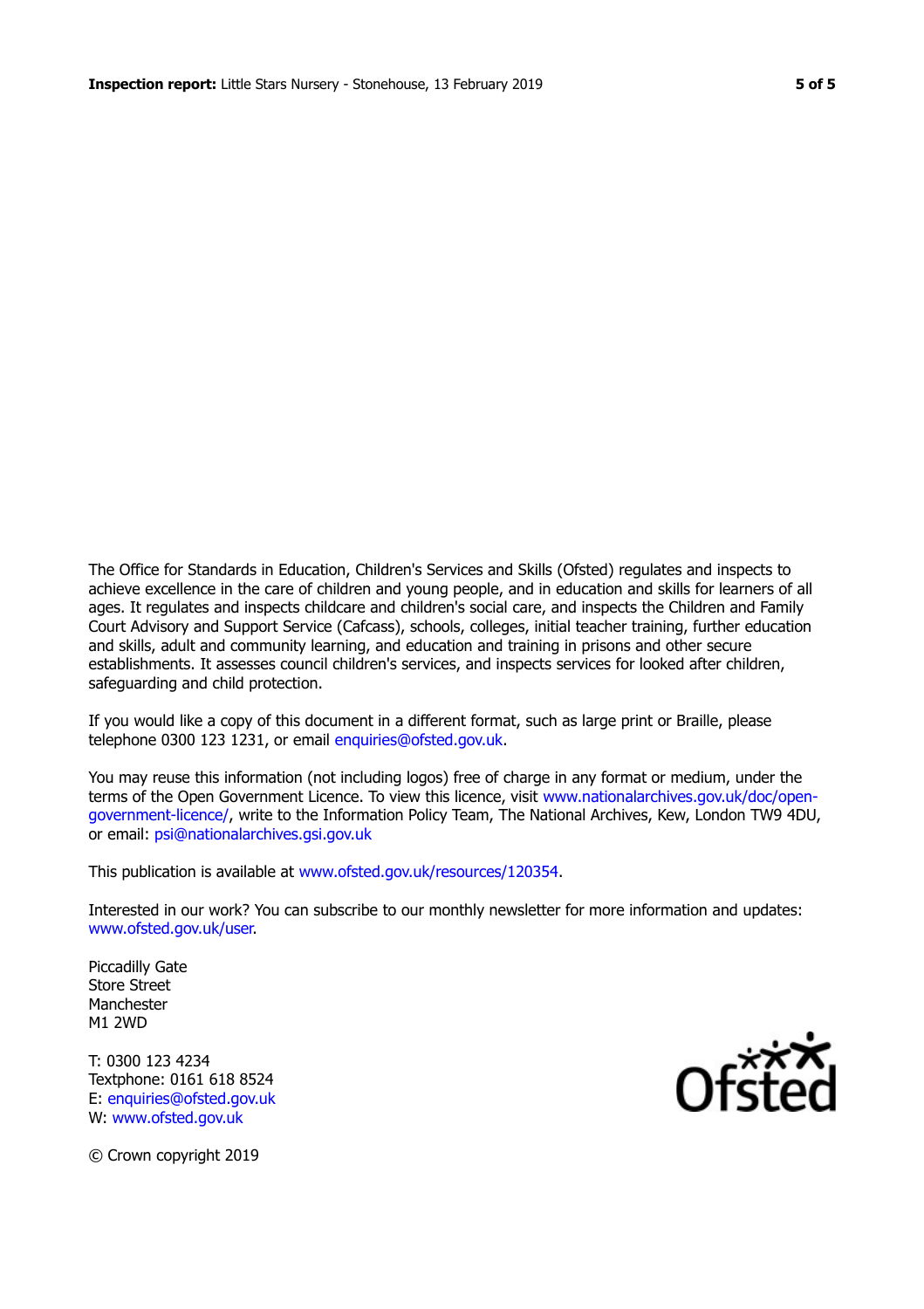The Office for Standards in Education, Children's Services and Skills (Ofsted) regulates and inspects to achieve excellence in the care of children and young people, and in education and skills for learners of all ages. It regulates and inspects childcare and children's social care, and inspects the Children and Family Court Advisory and Support Service (Cafcass), schools, colleges, initial teacher training, further education and skills, adult and community learning, and education and training in prisons and other secure establishments. It assesses council children's services, and inspects services for looked after children, safeguarding and child protection.

If you would like a copy of this document in a different format, such as large print or Braille, please telephone 0300 123 1231, or email enquiries@ofsted.gov.uk.

You may reuse this information (not including logos) free of charge in any format or medium, under the terms of the Open Government Licence. To view this licence, visit www.nationalarchives.gov.uk/doc/open-government-licence/, write to the Information Policy Team, The National Archives, Kew, London TW9 4DU, or email: psi@nationalarchives.gsi.gov.uk

This publication is available at www.ofsted.gov.uk/resources/120354.

Interested in our work? You can subscribe to our monthly newsletter for more information and updates: www.ofsted.gov.uk/user.

Piccadilly Gate
Store Street
Manchester
M1 2WD

T: 0300 123 4234
Textphone: 0161 618 8524
E: enquiries@ofsted.gov.uk
W: www.ofsted.gov.uk

© Crown copyright 2019